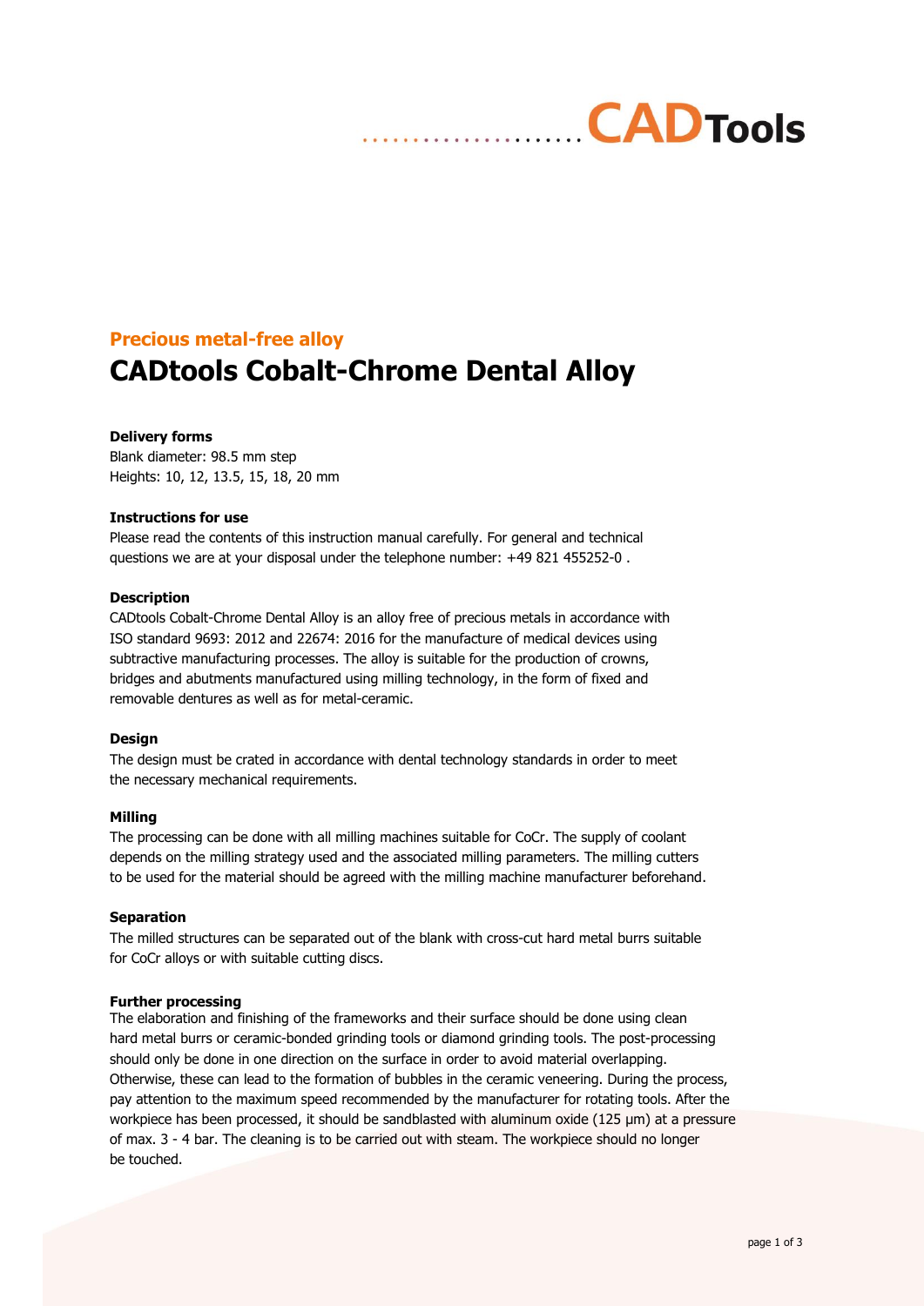**Precious metal-free alloy**

# CADtools Cobalt-Chrome Dental Alloy

**Delivery forms**
Blank diameter: 98.5 mm step
Heights: 10, 12, 13.5, 15, 18, 20 mm

**Instructions for use**
Please read the contents of this instruction manual carefully. For general and technical questions we are at your disposal under the telephone number: +49 821 455252-0 .

**Description**
CADtools Cobalt-Chrome Dental Alloy is an alloy free of precious metals in accordance with ISO standard 9693: 2012 and 22674: 2016 for the manufacture of medical devices using subtractive manufacturing processes. The alloy is suitable for the production of crowns, bridges and abutments manufactured using milling technology, in the form of fixed and removable dentures as well as for metal-ceramic.

**Design**
The design must be crated in accordance with dental technology standards in order to meet the necessary mechanical requirements.

**Milling**
The processing can be done with all milling machines suitable for CoCr. The supply of coolant depends on the milling strategy used and the associated milling parameters. The milling cutters to be used for the material should be agreed with the milling machine manufacturer beforehand.

**Separation**
The milled structures can be separated out of the blank with cross-cut hard metal burrs suitable for CoCr alloys or with suitable cutting discs.

**Further processing**
The elaboration and finishing of the frameworks and their surface should be done using clean hard metal burrs or ceramic-bonded grinding tools or diamond grinding tools. The post-processing should only be done in one direction on the surface in order to avoid material overlapping. Otherwise, these can lead to the formation of bubbles in the ceramic veneering. During the process, pay attention to the maximum speed recommended by the manufacturer for rotating tools. After the workpiece has been processed, it should be sandblasted with aluminum oxide (125 µm) at a pressure of max. 3 - 4 bar. The cleaning is to be carried out with steam. The workpiece should no longer be touched.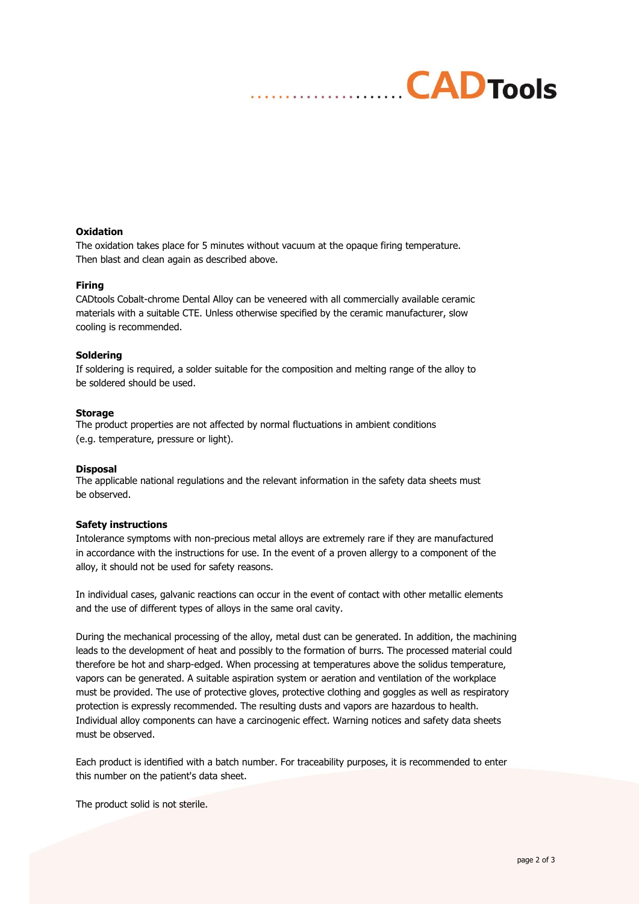### Oxidation

The oxidation takes place for 5 minutes without vacuum at the opaque firing temperature. Then blast and clean again as described above.

### Firing

CADtools Cobalt-chrome Dental Alloy can be veneered with all commercially available ceramic materials with a suitable CTE. Unless otherwise specified by the ceramic manufacturer, slow cooling is recommended.

### Soldering

If soldering is required, a solder suitable for the composition and melting range of the alloy to be soldered should be used.

### Storage

The product properties are not affected by normal fluctuations in ambient conditions (e.g. temperature, pressure or light).

### Disposal

The applicable national regulations and the relevant information in the safety data sheets must be observed.

### Safety instructions

Intolerance symptoms with non-precious metal alloys are extremely rare if they are manufactured in accordance with the instructions for use. In the event of a proven allergy to a component of the alloy, it should not be used for safety reasons.

In individual cases, galvanic reactions can occur in the event of contact with other metallic elements and the use of different types of alloys in the same oral cavity.

During the mechanical processing of the alloy, metal dust can be generated. In addition, the machining leads to the development of heat and possibly to the formation of burrs. The processed material could therefore be hot and sharp-edged. When processing at temperatures above the solidus temperature, vapors can be generated. A suitable aspiration system or aeration and ventilation of the workplace must be provided. The use of protective gloves, protective clothing and goggles as well as respiratory protection is expressly recommended. The resulting dusts and vapors are hazardous to health. Individual alloy components can have a carcinogenic effect. Warning notices and safety data sheets must be observed.

Each product is identified with a batch number. For traceability purposes, it is recommended to enter this number on the patient's data sheet.

The product solid is not sterile.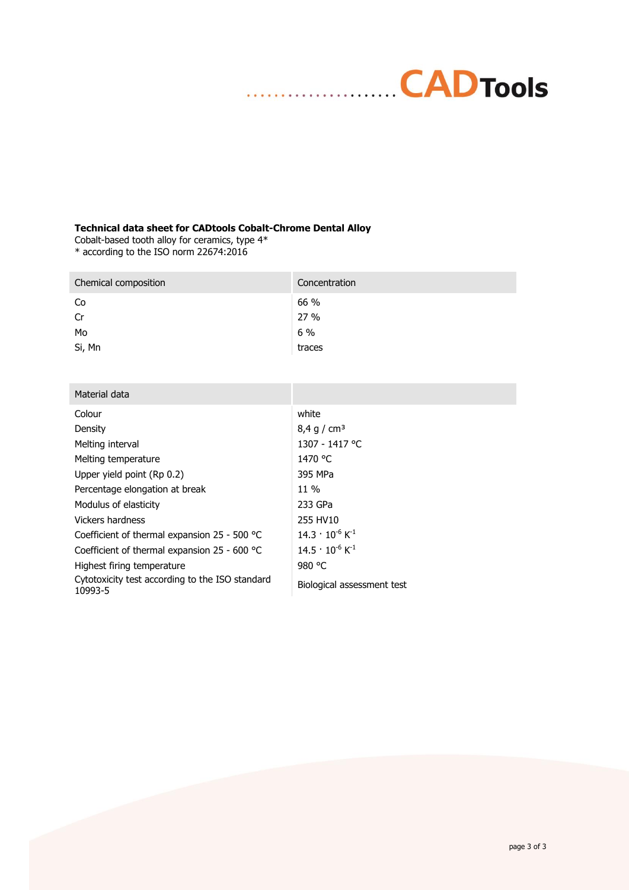**Technical data sheet for CADtools Cobalt-Chrome Dental Alloy**
Cobalt-based tooth alloy for ceramics, type 4*
* according to the ISO norm 22674:2016

| Chemical composition | Concentration |
|---|---|
| Co | 66 % |
| Cr | 27 % |
| Mo | 6 % |
| Si, Mn | traces |

| Material data | |
|---|---|
| Colour | white |
| Density | 8,4 g / cm³ |
| Melting interval | 1307 - 1417 °C |
| Melting temperature | 1470 °C |
| Upper yield point (Rp 0.2) | 395 MPa |
| Percentage elongation at break | 11 % |
| Modulus of elasticity | 233 GPa |
| Vickers hardness | 255 HV10 |
| Coefficient of thermal expansion 25 - 500 °C | $14.3 \cdot 10^{-6}\ K^{-1}$ |
| Coefficient of thermal expansion 25 - 600 °C | $14.5 \cdot 10^{-6}\ K^{-1}$ |
| Highest firing temperature | 980 °C |
| Cytotoxicity test according to the ISO standard 10993-5 | Biological assessment test |